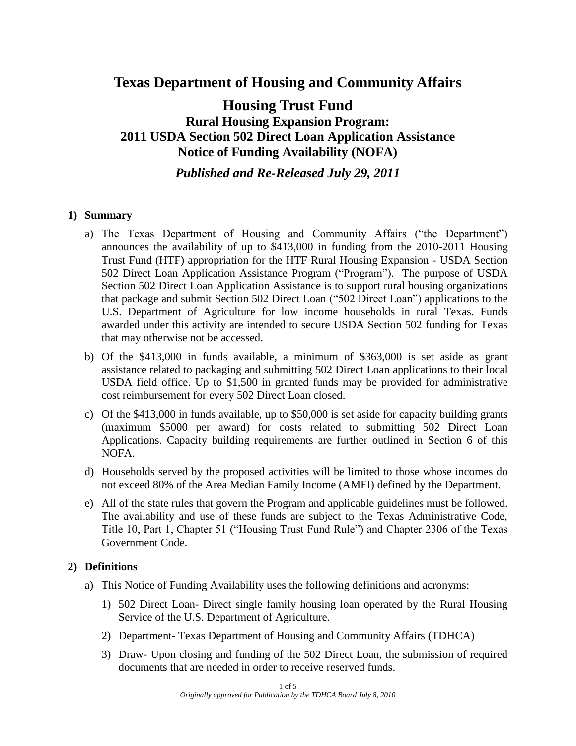# Texas Department of Housing and Community Affairs

## Housing Trust Fund

### Rural Housing Expansion Program: 2011 USDA Section 502 Direct Loan Application Assistance Notice of Funding Availability (NOFA)

***Published and Re-Released July 29, 2011***

**1) Summary**

a) The Texas Department of Housing and Community Affairs ("the Department") announces the availability of up to $413,000 in funding from the 2010-2011 Housing Trust Fund (HTF) appropriation for the HTF Rural Housing Expansion - USDA Section 502 Direct Loan Application Assistance Program ("Program"). The purpose of USDA Section 502 Direct Loan Application Assistance is to support rural housing organizations that package and submit Section 502 Direct Loan ("502 Direct Loan") applications to the U.S. Department of Agriculture for low income households in rural Texas. Funds awarded under this activity are intended to secure USDA Section 502 funding for Texas that may otherwise not be accessed.

b) Of the $413,000 in funds available, a minimum of $363,000 is set aside as grant assistance related to packaging and submitting 502 Direct Loan applications to their local USDA field office. Up to $1,500 in granted funds may be provided for administrative cost reimbursement for every 502 Direct Loan closed.

c) Of the $413,000 in funds available, up to $50,000 is set aside for capacity building grants (maximum $5000 per award) for costs related to submitting 502 Direct Loan Applications. Capacity building requirements are further outlined in Section 6 of this NOFA.

d) Households served by the proposed activities will be limited to those whose incomes do not exceed 80% of the Area Median Family Income (AMFI) defined by the Department.

e) All of the state rules that govern the Program and applicable guidelines must be followed. The availability and use of these funds are subject to the Texas Administrative Code, Title 10, Part 1, Chapter 51 ("Housing Trust Fund Rule") and Chapter 2306 of the Texas Government Code.

**2) Definitions**

a) This Notice of Funding Availability uses the following definitions and acronyms:

1) 502 Direct Loan- Direct single family housing loan operated by the Rural Housing Service of the U.S. Department of Agriculture.

2) Department- Texas Department of Housing and Community Affairs (TDHCA)

3) Draw- Upon closing and funding of the 502 Direct Loan, the submission of required documents that are needed in order to receive reserved funds.

*Originally approved for Publication by the TDHCA Board July 8, 2010*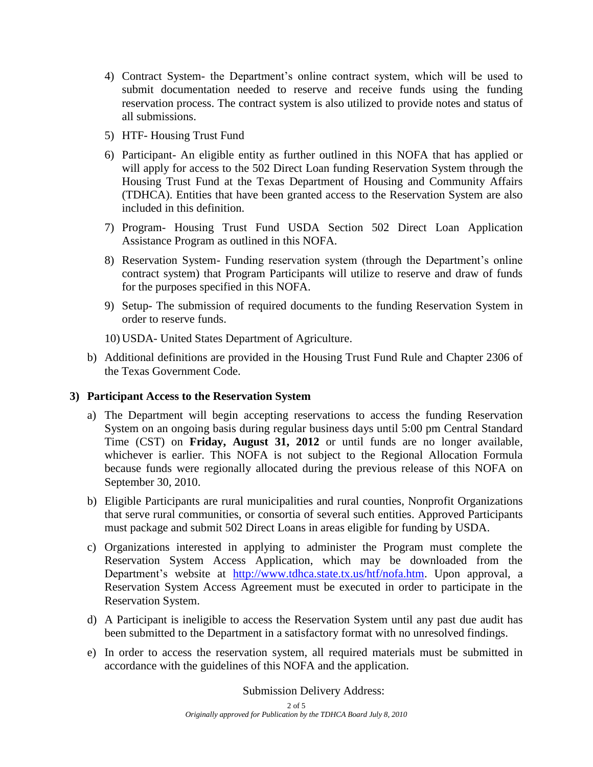4) Contract System- the Department's online contract system, which will be used to submit documentation needed to reserve and receive funds using the funding reservation process. The contract system is also utilized to provide notes and status of all submissions.

5) HTF- Housing Trust Fund

6) Participant- An eligible entity as further outlined in this NOFA that has applied or will apply for access to the 502 Direct Loan funding Reservation System through the Housing Trust Fund at the Texas Department of Housing and Community Affairs (TDHCA). Entities that have been granted access to the Reservation System are also included in this definition.

7) Program- Housing Trust Fund USDA Section 502 Direct Loan Application Assistance Program as outlined in this NOFA.

8) Reservation System- Funding reservation system (through the Department's online contract system) that Program Participants will utilize to reserve and draw of funds for the purposes specified in this NOFA.

9) Setup- The submission of required documents to the funding Reservation System in order to reserve funds.

10) USDA- United States Department of Agriculture.

b) Additional definitions are provided in the Housing Trust Fund Rule and Chapter 2306 of the Texas Government Code.

**3) Participant Access to the Reservation System**

a) The Department will begin accepting reservations to access the funding Reservation System on an ongoing basis during regular business days until 5:00 pm Central Standard Time (CST) on **Friday, August 31, 2012** or until funds are no longer available, whichever is earlier. This NOFA is not subject to the Regional Allocation Formula because funds were regionally allocated during the previous release of this NOFA on September 30, 2010.

b) Eligible Participants are rural municipalities and rural counties, Nonprofit Organizations that serve rural communities, or consortia of several such entities. Approved Participants must package and submit 502 Direct Loans in areas eligible for funding by USDA.

c) Organizations interested in applying to administer the Program must complete the Reservation System Access Application, which may be downloaded from the Department's website at http://www.tdhca.state.tx.us/htf/nofa.htm. Upon approval, a Reservation System Access Agreement must be executed in order to participate in the Reservation System.

d) A Participant is ineligible to access the Reservation System until any past due audit has been submitted to the Department in a satisfactory format with no unresolved findings.

e) In order to access the reservation system, all required materials must be submitted in accordance with the guidelines of this NOFA and the application.

Submission Delivery Address: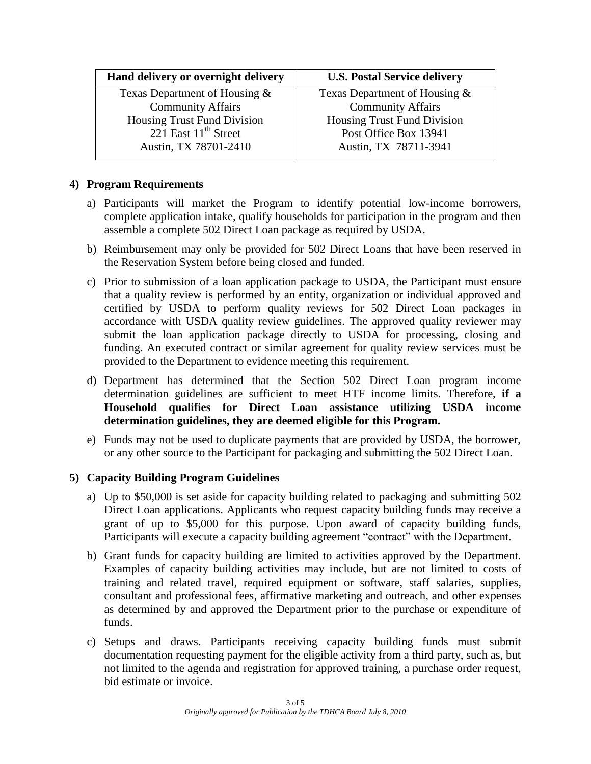| Hand delivery or overnight delivery | U.S. Postal Service delivery |
| --- | --- |
| Texas Department of Housing & Community Affairs<br>Housing Trust Fund Division<br>221 East 11th Street<br>Austin, TX 78701-2410 | Texas Department of Housing & Community Affairs<br>Housing Trust Fund Division<br>Post Office Box 13941<br>Austin, TX 78711-3941 |

## 4) Program Requirements

a) Participants will market the Program to identify potential low-income borrowers, complete application intake, qualify households for participation in the program and then assemble a complete 502 Direct Loan package as required by USDA.

b) Reimbursement may only be provided for 502 Direct Loans that have been reserved in the Reservation System before being closed and funded.

c) Prior to submission of a loan application package to USDA, the Participant must ensure that a quality review is performed by an entity, organization or individual approved and certified by USDA to perform quality reviews for 502 Direct Loan packages in accordance with USDA quality review guidelines. The approved quality reviewer may submit the loan application package directly to USDA for processing, closing and funding. An executed contract or similar agreement for quality review services must be provided to the Department to evidence meeting this requirement.

d) Department has determined that the Section 502 Direct Loan program income determination guidelines are sufficient to meet HTF income limits. Therefore, **if a Household qualifies for Direct Loan assistance utilizing USDA income determination guidelines, they are deemed eligible for this Program.**

e) Funds may not be used to duplicate payments that are provided by USDA, the borrower, or any other source to the Participant for packaging and submitting the 502 Direct Loan.

## 5) Capacity Building Program Guidelines

a) Up to $50,000 is set aside for capacity building related to packaging and submitting 502 Direct Loan applications. Applicants who request capacity building funds may receive a grant of up to $5,000 for this purpose. Upon award of capacity building funds, Participants will execute a capacity building agreement "contract" with the Department.

b) Grant funds for capacity building are limited to activities approved by the Department. Examples of capacity building activities may include, but are not limited to costs of training and related travel, required equipment or software, staff salaries, supplies, consultant and professional fees, affirmative marketing and outreach, and other expenses as determined by and approved the Department prior to the purchase or expenditure of funds.

c) Setups and draws. Participants receiving capacity building funds must submit documentation requesting payment for the eligible activity from a third party, such as, but not limited to the agenda and registration for approved training, a purchase order request, bid estimate or invoice.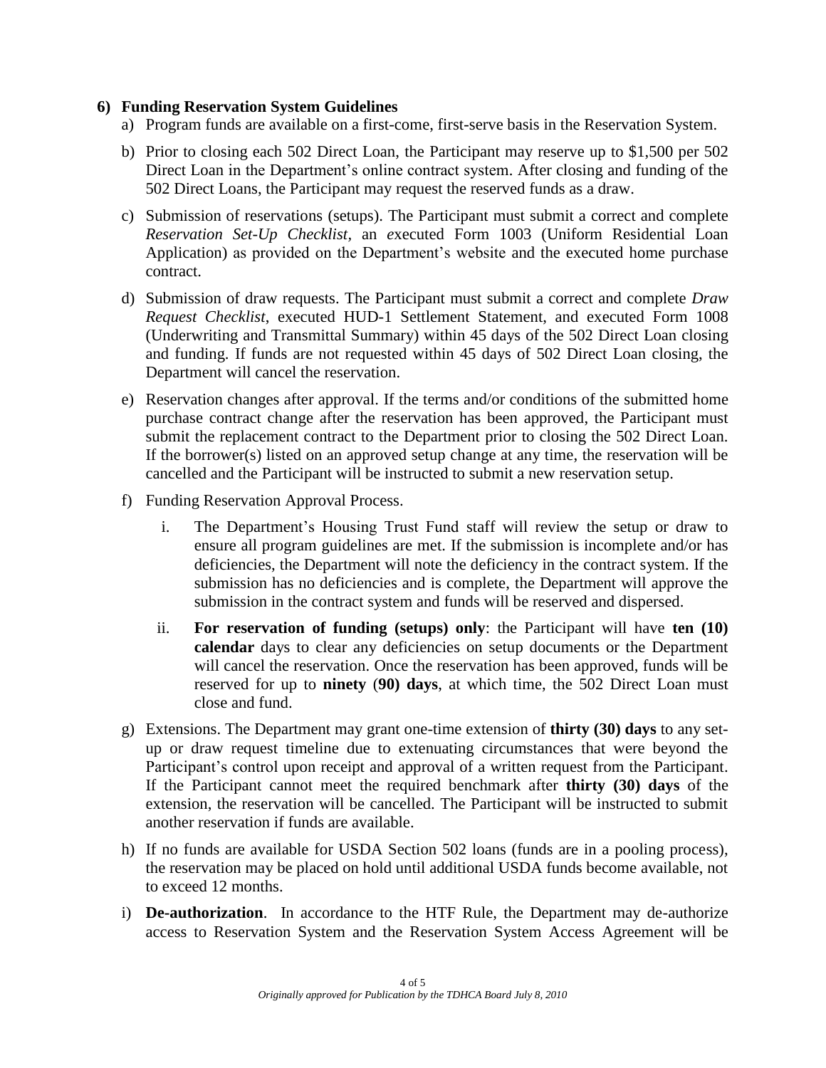**6) Funding Reservation System Guidelines**

a) Program funds are available on a first-come, first-serve basis in the Reservation System.

b) Prior to closing each 502 Direct Loan, the Participant may reserve up to $1,500 per 502 Direct Loan in the Department's online contract system. After closing and funding of the 502 Direct Loans, the Participant may request the reserved funds as a draw.

c) Submission of reservations (setups). The Participant must submit a correct and complete *Reservation Set-Up Checklist*, an *e*xecuted Form 1003 (Uniform Residential Loan Application) as provided on the Department's website and the executed home purchase contract.

d) Submission of draw requests. The Participant must submit a correct and complete *Draw Request Checklist*, executed HUD-1 Settlement Statement, and executed Form 1008 (Underwriting and Transmittal Summary) within 45 days of the 502 Direct Loan closing and funding. If funds are not requested within 45 days of 502 Direct Loan closing, the Department will cancel the reservation.

e) Reservation changes after approval. If the terms and/or conditions of the submitted home purchase contract change after the reservation has been approved, the Participant must submit the replacement contract to the Department prior to closing the 502 Direct Loan. If the borrower(s) listed on an approved setup change at any time, the reservation will be cancelled and the Participant will be instructed to submit a new reservation setup.

f) Funding Reservation Approval Process.

   i. The Department's Housing Trust Fund staff will review the setup or draw to ensure all program guidelines are met. If the submission is incomplete and/or has deficiencies, the Department will note the deficiency in the contract system. If the submission has no deficiencies and is complete, the Department will approve the submission in the contract system and funds will be reserved and dispersed.

   ii. **For reservation of funding (setups) only**: the Participant will have **ten (10) calendar** days to clear any deficiencies on setup documents or the Department will cancel the reservation. Once the reservation has been approved, funds will be reserved for up to **ninety** (**90) days**, at which time, the 502 Direct Loan must close and fund.

g) Extensions. The Department may grant one-time extension of **thirty (30) days** to any set-up or draw request timeline due to extenuating circumstances that were beyond the Participant's control upon receipt and approval of a written request from the Participant. If the Participant cannot meet the required benchmark after **thirty (30) days** of the extension, the reservation will be cancelled. The Participant will be instructed to submit another reservation if funds are available.

h) If no funds are available for USDA Section 502 loans (funds are in a pooling process), the reservation may be placed on hold until additional USDA funds become available, not to exceed 12 months.

i) **De-authorization**. In accordance to the HTF Rule, the Department may de-authorize access to Reservation System and the Reservation System Access Agreement will be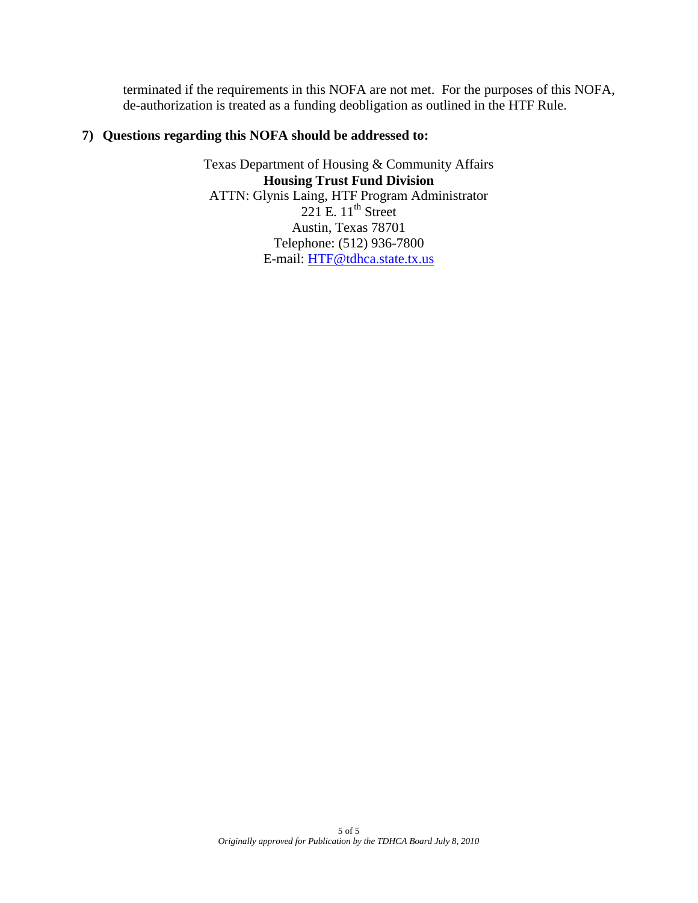terminated if the requirements in this NOFA are not met. For the purposes of this NOFA, de-authorization is treated as a funding deobligation as outlined in the HTF Rule.

**7) Questions regarding this NOFA should be addressed to:**

Texas Department of Housing & Community Affairs
**Housing Trust Fund Division**
ATTN: Glynis Laing, HTF Program Administrator
221 E. 11th Street
Austin, Texas 78701
Telephone: (512) 936-7800
E-mail: HTF@tdhca.state.tx.us

*Originally approved for Publication by the TDHCA Board July 8, 2010*